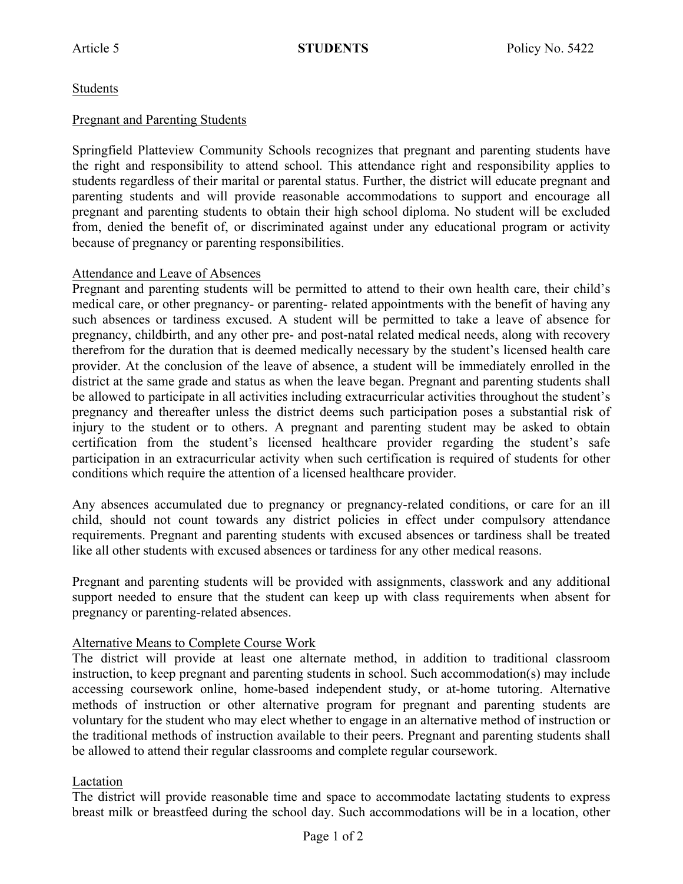Article 5 **STUDENTS** Policy No. 5422

Students

Pregnant and Parenting Students

Springfield Platteview Community Schools recognizes that pregnant and parenting students have the right and responsibility to attend school. This attendance right and responsibility applies to students regardless of their marital or parental status. Further, the district will educate pregnant and parenting students and will provide reasonable accommodations to support and encourage all pregnant and parenting students to obtain their high school diploma. No student will be excluded from, denied the benefit of, or discriminated against under any educational program or activity because of pregnancy or parenting responsibilities.

Attendance and Leave of Absences

Pregnant and parenting students will be permitted to attend to their own health care, their child's medical care, or other pregnancy- or parenting- related appointments with the benefit of having any such absences or tardiness excused. A student will be permitted to take a leave of absence for pregnancy, childbirth, and any other pre- and post-natal related medical needs, along with recovery therefrom for the duration that is deemed medically necessary by the student's licensed health care provider. At the conclusion of the leave of absence, a student will be immediately enrolled in the district at the same grade and status as when the leave began. Pregnant and parenting students shall be allowed to participate in all activities including extracurricular activities throughout the student's pregnancy and thereafter unless the district deems such participation poses a substantial risk of injury to the student or to others. A pregnant and parenting student may be asked to obtain certification from the student's licensed healthcare provider regarding the student's safe participation in an extracurricular activity when such certification is required of students for other conditions which require the attention of a licensed healthcare provider.

Any absences accumulated due to pregnancy or pregnancy-related conditions, or care for an ill child, should not count towards any district policies in effect under compulsory attendance requirements. Pregnant and parenting students with excused absences or tardiness shall be treated like all other students with excused absences or tardiness for any other medical reasons.

Pregnant and parenting students will be provided with assignments, classwork and any additional support needed to ensure that the student can keep up with class requirements when absent for pregnancy or parenting-related absences.

Alternative Means to Complete Course Work

The district will provide at least one alternate method, in addition to traditional classroom instruction, to keep pregnant and parenting students in school. Such accommodation(s) may include accessing coursework online, home-based independent study, or at-home tutoring. Alternative methods of instruction or other alternative program for pregnant and parenting students are voluntary for the student who may elect whether to engage in an alternative method of instruction or the traditional methods of instruction available to their peers. Pregnant and parenting students shall be allowed to attend their regular classrooms and complete regular coursework.

Lactation

The district will provide reasonable time and space to accommodate lactating students to express breast milk or breastfeed during the school day. Such accommodations will be in a location, other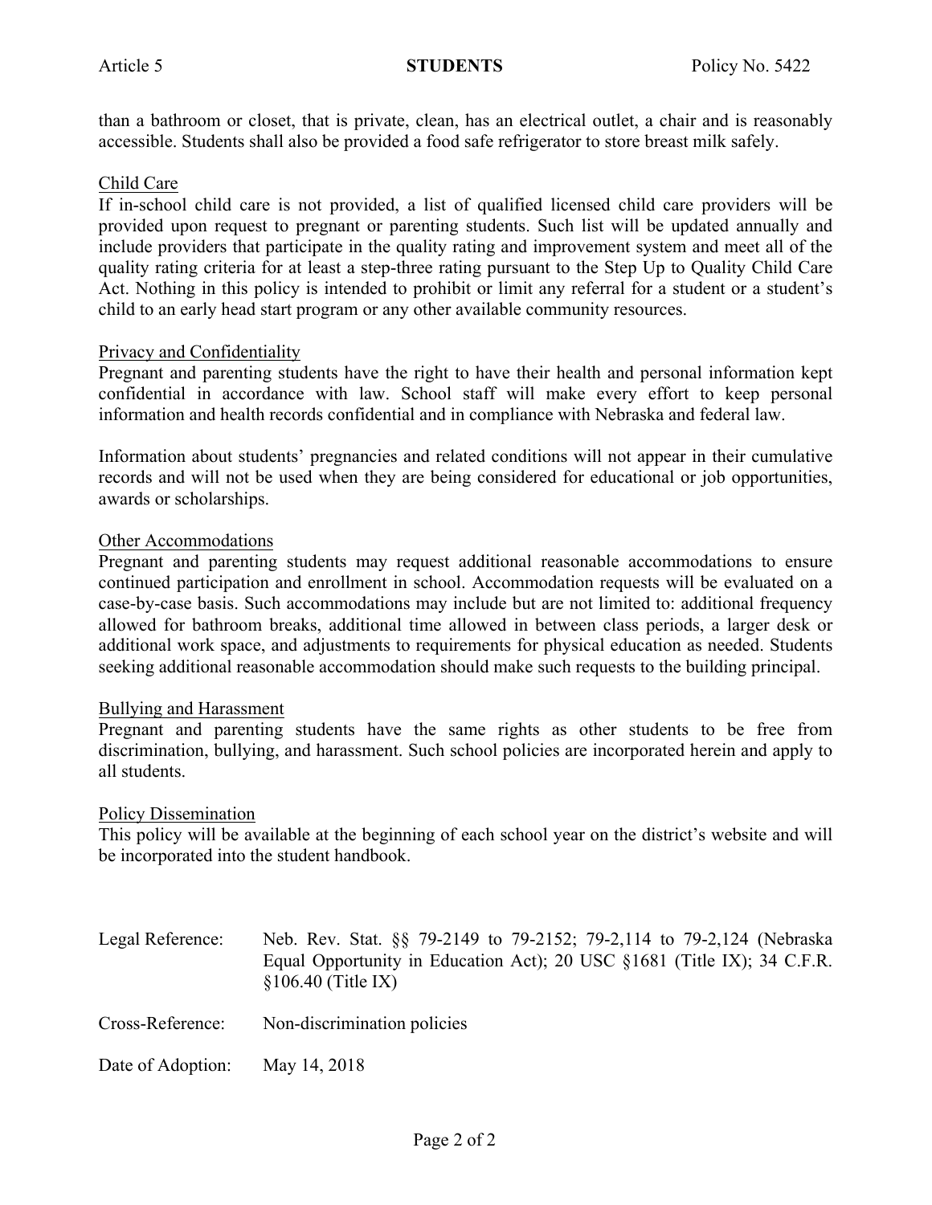than a bathroom or closet, that is private, clean, has an electrical outlet, a chair and is reasonably accessible. Students shall also be provided a food safe refrigerator to store breast milk safely.

## Child Care

If in-school child care is not provided, a list of qualified licensed child care providers will be provided upon request to pregnant or parenting students. Such list will be updated annually and include providers that participate in the quality rating and improvement system and meet all of the quality rating criteria for at least a step-three rating pursuant to the Step Up to Quality Child Care Act. Nothing in this policy is intended to prohibit or limit any referral for a student or a student's child to an early head start program or any other available community resources.

## Privacy and Confidentiality

Pregnant and parenting students have the right to have their health and personal information kept confidential in accordance with law. School staff will make every effort to keep personal information and health records confidential and in compliance with Nebraska and federal law.

Information about students' pregnancies and related conditions will not appear in their cumulative records and will not be used when they are being considered for educational or job opportunities, awards or scholarships.

## Other Accommodations

Pregnant and parenting students may request additional reasonable accommodations to ensure continued participation and enrollment in school. Accommodation requests will be evaluated on a case-by-case basis. Such accommodations may include but are not limited to: additional frequency allowed for bathroom breaks, additional time allowed in between class periods, a larger desk or additional work space, and adjustments to requirements for physical education as needed. Students seeking additional reasonable accommodation should make such requests to the building principal.

## Bullying and Harassment

Pregnant and parenting students have the same rights as other students to be free from discrimination, bullying, and harassment. Such school policies are incorporated herein and apply to all students.

## Policy Dissemination

This policy will be available at the beginning of each school year on the district's website and will be incorporated into the student handbook.

| | |
|---|---|
| Legal Reference: | Neb. Rev. Stat. §§ 79-2149 to 79-2152; 79-2,114 to 79-2,124 (Nebraska Equal Opportunity in Education Act); 20 USC §1681 (Title IX); 34 C.F.R. §106.40 (Title IX) |
| Cross-Reference: | Non-discrimination policies |
| Date of Adoption: | May 14, 2018 |